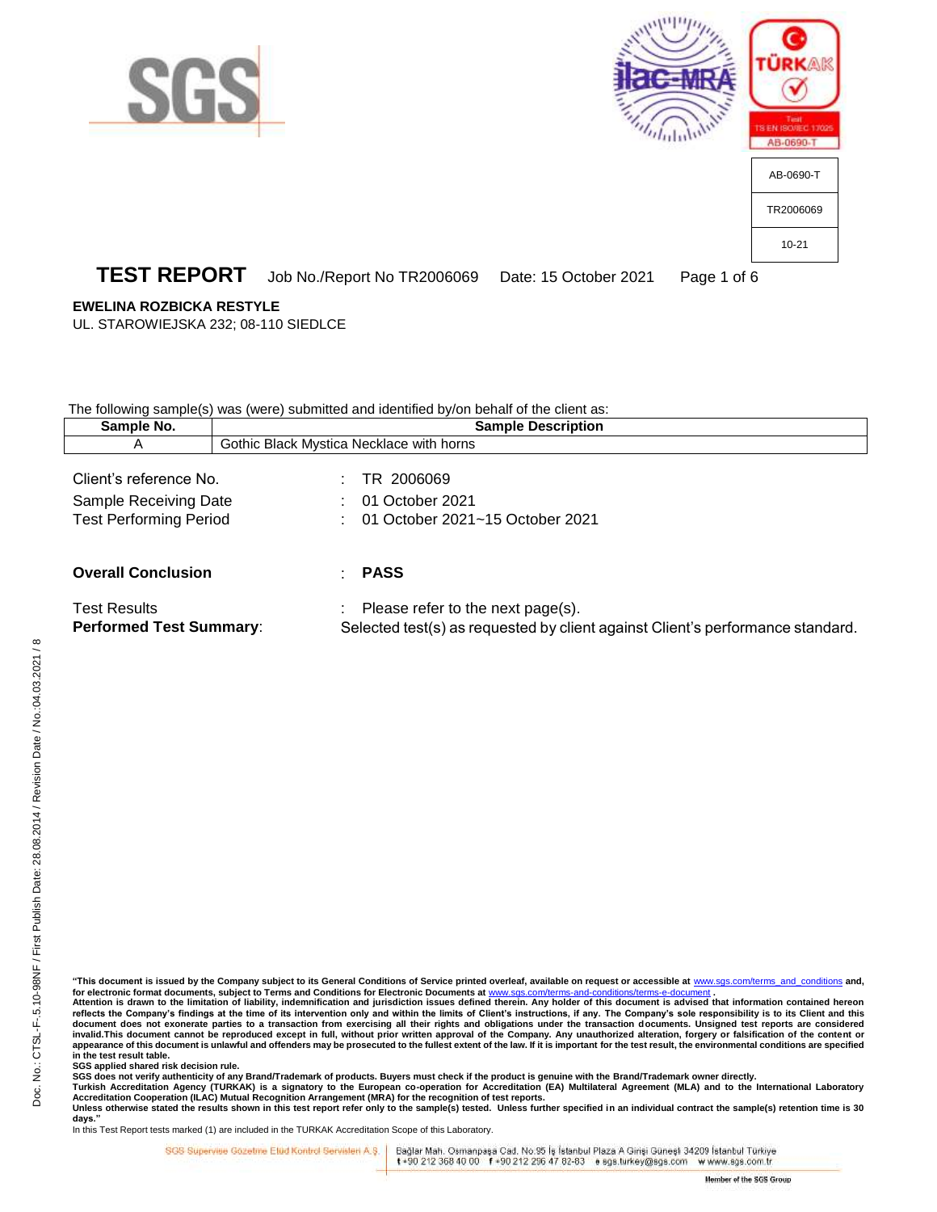AB-0690-T

TR2006069

10-21

# TEST REPORT Job No./Report No TR2006069 Date: 15 October 2021

**EWELINA ROZBICKA RESTYLE**
UL. STAROWIEJSKA 232; 08-110 SIEDLCE

The following sample(s) was (were) submitted and identified by/on behalf of the client as:

| Sample No. | Sample Description |
|---|---|
| A | Gothic Black Mystica Necklace with horns |

Client's reference No. : TR 2006069
Sample Receiving Date : 01 October 2021
Test Performing Period : 01 October 2021~15 October 2021

**Overall Conclusion** : **PASS**

Test Results : Please refer to the next page(s).
**Performed Test Summary**: Selected test(s) as requested by client against Client's performance standard.

**"This document is issued by the Company subject to its General Conditions of Service printed overleaf, available on request or accessible at www.sgs.com/terms_and_conditions and, for electronic format documents, subject to Terms and Conditions for Electronic Documents at www.sgs.com/terms-and-conditions/terms-e-document .**
**Attention is drawn to the limitation of liability, indemnification and jurisdiction issues defined therein. Any holder of this document is advised that information contained hereon reflects the Company's findings at the time of its intervention only and within the limits of Client's instructions, if any. The Company's sole responsibility is to its Client and this document does not exonerate parties to a transaction from exercising all their rights and obligations under the transaction documents. Unsigned test reports are considered invalid.This document cannot be reproduced except in full, without prior written approval of the Company. Any unauthorized alteration, forgery or falsification of the content or appearance of this document is unlawful and offenders may be prosecuted to the fullest extent of the law. If it is important for the test result, the environmental conditions are specified in the test result table.**
**SGS applied shared risk decision rule.**
**SGS does not verify authenticity of any Brand/Trademark of products. Buyers must check if the product is genuine with the Brand/Trademark owner directly.**
**Turkish Accreditation Agency (TURKAK) is a signatory to the European co-operation for Accreditation (EA) Multilateral Agreement (MLA) and to the International Laboratory Accreditation Cooperation (ILAC) Mutual Recognition Arrangement (MRA) for the recognition of test reports.**
**Unless otherwise stated the results shown in this test report refer only to the sample(s) tested. Unless further specified in an individual contract the sample(s) retention time is 30 days."**
In this Test Report tests marked (1) are included in the TURKAK Accreditation Scope of this Laboratory.

SGS Supervise Gözetme Etüd Kontrol Servisleri A.Ş. | Bağlar Mah. Osmanpaşa Cad. No:95 İş İstanbul Plaza A Girişi Güneşli 34209 İstanbul Türkiye
t +90 212 368 40 00 f +90 212 296 47 82-83 e sgs.turkey@sgs.com w www.sgs.com.tr

Member of the SGS Group

Doc. No.: CTSL-F-5.10-98NF / First Publish Date: 28.08.2014 / Revision Date / No.:04.03.2021 / 8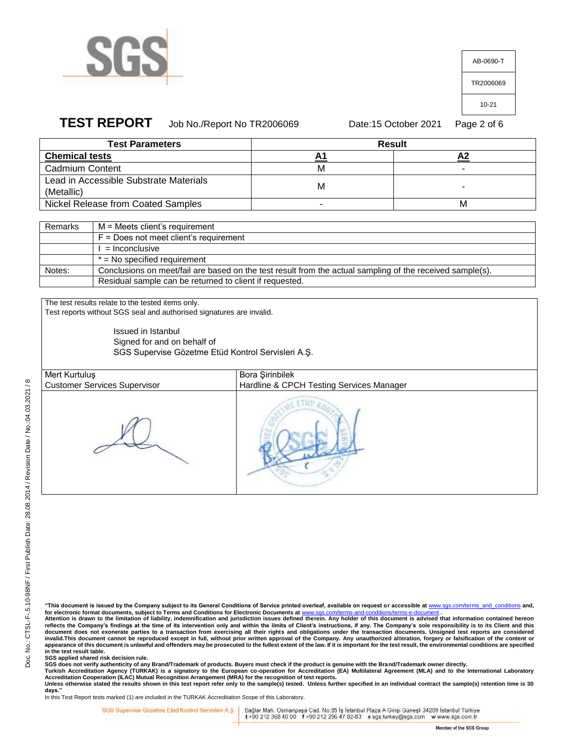# TEST REPORT

Job No./Report No TR2006069 Date:15 October 2021

| Test Parameters | Result | |
|---|---|---|
| **Chemical tests** | **A1** | **A2** |
| Cadmium Content | M | - |
| Lead in Accessible Substrate Materials (Metallic) | M | - |
| Nickel Release from Coated Samples | - | M |

| | |
|---|---|
| Remarks | M = Meets client's requirement |
| | F = Does not meet client's requirement |
| | I = Inconclusive |
| | * = No specified requirement |
| Notes: | Conclusions on meet/fail are based on the test result from the actual sampling of the received sample(s). |
| | Residual sample can be returned to client if requested. |

The test results relate to the tested items only.
Test reports without SGS seal and authorised signatures are invalid.

Issued in Istanbul
Signed for and on behalf of
SGS Supervise Gözetme Etüd Kontrol Servisleri A.Ş.

| Mert Kurtuluş | Bora Şirinbilek |
|---|---|
| Customer Services Supervisor | Hardline & CPCH Testing Services Manager |

**"This document is issued by the Company subject to its General Conditions of Service printed overleaf, available on request or accessible at www.sgs.com/terms_and_conditions and, for electronic format documents, subject to Terms and Conditions for Electronic Documents at www.sgs.com/terms-and-conditions/terms-e-document .**
**Attention is drawn to the limitation of liability, indemnification and jurisdiction issues defined therein. Any holder of this document is advised that information contained hereon reflects the Company's findings at the time of its intervention only and within the limits of Client's instructions, if any. The Company's sole responsibility is to its Client and this document does not exonerate parties to a transaction from exercising all their rights and obligations under the transaction documents. Unsigned test reports are considered invalid.This document cannot be reproduced except in full, without prior written approval of the Company. Any unauthorized alteration, forgery or falsification of the content or appearance of this document is unlawful and offenders may be prosecuted to the fullest extent of the law. If it is important for the test result, the environmental conditions are specified in the test result table.**
**SGS applied shared risk decision rule.**
**SGS does not verify authenticity of any Brand/Trademark of products. Buyers must check if the product is genuine with the Brand/Trademark owner directly.**
**Turkish Accreditation Agency (TURKAK) is a signatory to the European co-operation for Accreditation (EA) Multilateral Agreement (MLA) and to the International Laboratory Accreditation Cooperation (ILAC) Mutual Recognition Arrangement (MRA) for the recognition of test reports.**
**Unless otherwise stated the results shown in this test report refer only to the sample(s) tested. Unless further specified in an individual contract the sample(s) retention time is 30 days."**
In this Test Report tests marked (1) are included in the TURKAK Accreditation Scope of this Laboratory.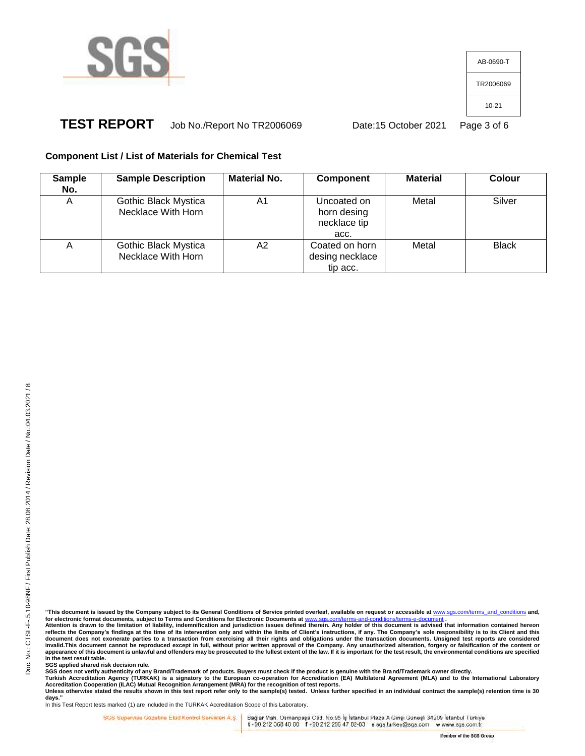## Component List / List of Materials for Chemical Test

| Sample No. | Sample Description | Material No. | Component | Material | Colour |
|---|---|---|---|---|---|
| A | Gothic Black Mystica Necklace With Horn | A1 | Uncoated on horn desing necklace tip acc. | Metal | Silver |
| A | Gothic Black Mystica Necklace With Horn | A2 | Coated on horn desing necklace tip acc. | Metal | Black |

**"This document is issued by the Company subject to its General Conditions of Service printed overleaf, available on request or accessible at www.sgs.com/terms_and_conditions and, for electronic format documents, subject to Terms and Conditions for Electronic Documents at www.sgs.com/terms-and-conditions/terms-e-document .**
**Attention is drawn to the limitation of liability, indemnification and jurisdiction issues defined therein. Any holder of this document is advised that information contained hereon reflects the Company's findings at the time of its intervention only and within the limits of Client's instructions, if any. The Company's sole responsibility is to its Client and this document does not exonerate parties to a transaction from exercising all their rights and obligations under the transaction documents. Unsigned test reports are considered invalid.This document cannot be reproduced except in full, without prior written approval of the Company. Any unauthorized alteration, forgery or falsification of the content or appearance of this document is unlawful and offenders may be prosecuted to the fullest extent of the law. If it is important for the test result, the environmental conditions are specified in the test result table.**
**SGS applied shared risk decision rule.**
**SGS does not verify authenticity of any Brand/Trademark of products. Buyers must check if the product is genuine with the Brand/Trademark owner directly.**
**Turkish Accreditation Agency (TURKAK) is a signatory to the European co-operation for Accreditation (EA) Multilateral Agreement (MLA) and to the International Laboratory Accreditation Cooperation (ILAC) Mutual Recognition Arrangement (MRA) for the recognition of test reports.**
**Unless otherwise stated the results shown in this test report refer only to the sample(s) tested. Unless further specified in an individual contract the sample(s) retention time is 30 days."**
In this Test Report tests marked (1) are included in the TURKAK Accreditation Scope of this Laboratory.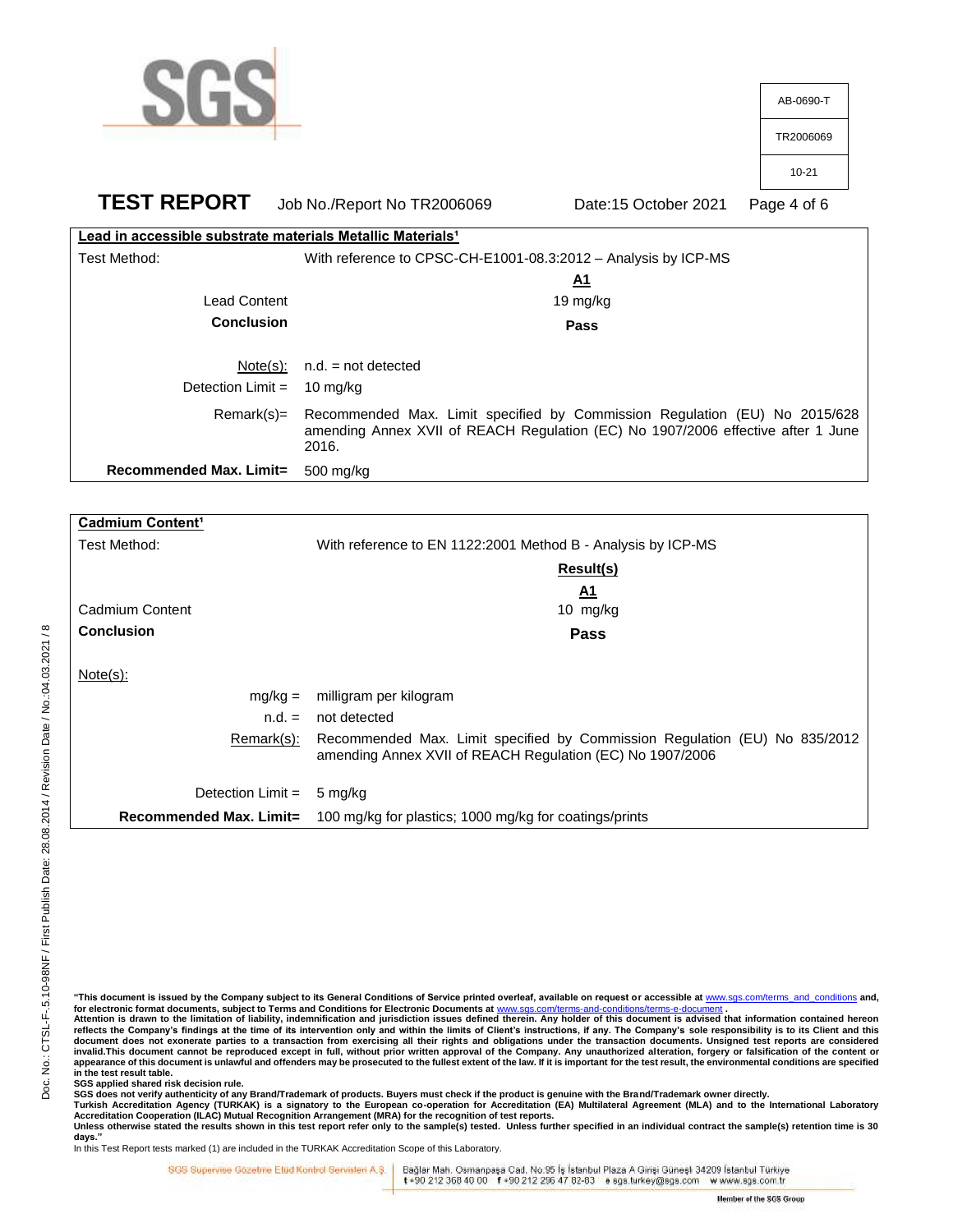| AB-0690-T |
| --- |
| TR2006069 |
| 10-21 |

**TEST REPORT** Job No./Report No TR2006069 Date:15 October 2021

**Lead in accessible substrate materials Metallic Materials[1]**

| Test Method: | With reference to CPSC-CH-E1001-08.3:2012 – Analysis by ICP-MS |
| --- | --- |
| | **A1** |
| Lead Content | 19 mg/kg |
| **Conclusion** | **Pass** |
| Note(s): | n.d. = not detected |
| Detection Limit = | 10 mg/kg |
| Remark(s)= | Recommended Max. Limit specified by Commission Regulation (EU) No 2015/628 amending Annex XVII of REACH Regulation (EC) No 1907/2006 effective after 1 June 2016. |
| **Recommended Max. Limit=** | 500 mg/kg |

**Cadmium Content[1]**

| Test Method: | With reference to EN 1122:2001 Method B - Analysis by ICP-MS |
| --- | --- |
| | **Result(s)** |
| | **A1** |
| Cadmium Content | 10 mg/kg |
| **Conclusion** | **Pass** |

Note(s):

| | |
| --- | --- |
| mg/kg = | milligram per kilogram |
| n.d. = | not detected |
| Remark(s): | Recommended Max. Limit specified by Commission Regulation (EU) No 835/2012 amending Annex XVII of REACH Regulation (EC) No 1907/2006 |
| Detection Limit = | 5 mg/kg |
| **Recommended Max. Limit=** | 100 mg/kg for plastics; 1000 mg/kg for coatings/prints |

**"This document is issued by the Company subject to its General Conditions of Service printed overleaf, available on request or accessible at www.sgs.com/terms_and_conditions and, for electronic format documents, subject to Terms and Conditions for Electronic Documents at www.sgs.com/terms-and-conditions/terms-e-document . Attention is drawn to the limitation of liability, indemnification and jurisdiction issues defined therein. Any holder of this document is advised that information contained hereon reflects the Company's findings at the time of its intervention only and within the limits of Client's instructions, if any. The Company's sole responsibility is to its Client and this document does not exonerate parties to a transaction from exercising all their rights and obligations under the transaction documents. Unsigned test reports are considered invalid.This document cannot be reproduced except in full, without prior written approval of the Company. Any unauthorized alteration, forgery or falsification of the content or appearance of this document is unlawful and offenders may be prosecuted to the fullest extent of the law. If it is important for the test result, the environmental conditions are specified in the test result table.**
**SGS applied shared risk decision rule.**
**SGS does not verify authenticity of any Brand/Trademark of products. Buyers must check if the product is genuine with the Brand/Trademark owner directly.**
**Turkish Accreditation Agency (TURKAK) is a signatory to the European co-operation for Accreditation (EA) Multilateral Agreement (MLA) and to the International Laboratory Accreditation Cooperation (ILAC) Mutual Recognition Arrangement (MRA) for the recognition of test reports.**
**Unless otherwise stated the results shown in this test report refer only to the sample(s) tested. Unless further specified in an individual contract the sample(s) retention time is 30 days."**
In this Test Report tests marked (1) are included in the TURKAK Accreditation Scope of this Laboratory.

SGS Supervise Gözetme Etüd Kontrol Servisleri A.Ş. | Bağlar Mah. Osmanpaşa Cad. No:95 İş İstanbul Plaza A Girişi Güneşli 34209 İstanbul Türkiye t +90 212 368 40 00 f +90 212 296 47 82-83 e sgs.turkey@sgs.com w www.sgs.com.tr

Member of the SGS Group

Doc. No.: CTSL-F-.5.10-98NF / First Publish Date: 28.08.2014 / Revision Date / No.:04.03.2021 / 8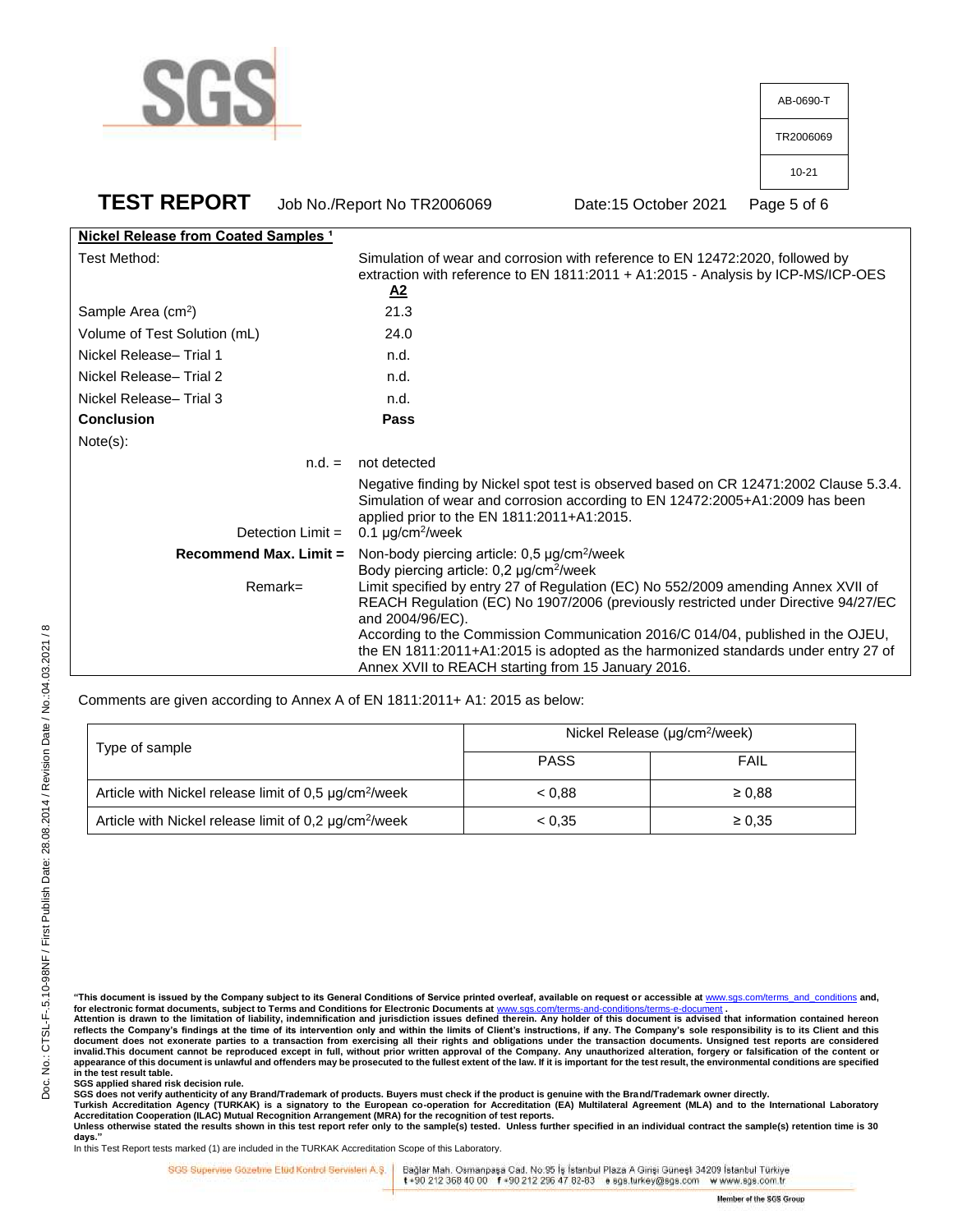| **Nickel Release from Coated Samples** [1] | |
|---|---|
| Test Method: | Simulation of wear and corrosion with reference to EN 12472:2020, followed by extraction with reference to EN 1811:2011 + A1:2015 - Analysis by ICP-MS/ICP-OES |
| | **A2** |
| Sample Area ($cm^2$) | 21.3 |
| Volume of Test Solution (mL) | 24.0 |
| Nickel Release– Trial 1 | n.d. |
| Nickel Release– Trial 2 | n.d. |
| Nickel Release– Trial 3 | n.d. |
| **Conclusion** | **Pass** |
| Note(s): | |
| n.d. = | not detected |
| | Negative finding by Nickel spot test is observed based on CR 12471:2002 Clause 5.3.4. Simulation of wear and corrosion according to EN 12472:2005+A1:2009 has been applied prior to the EN 1811:2011+A1:2015. |
| Detection Limit = | 0.1 µg/$cm^2$/week |
| **Recommend Max. Limit =** | Non-body piercing article: 0,5 µg/$cm^2$/week<br>Body piercing article: 0,2 µg/$cm^2$/week |
| Remark= | Limit specified by entry 27 of Regulation (EC) No 552/2009 amending Annex XVII of REACH Regulation (EC) No 1907/2006 (previously restricted under Directive 94/27/EC and 2004/96/EC).<br>According to the Commission Communication 2016/C 014/04, published in the OJEU, the EN 1811:2011+A1:2015 is adopted as the harmonized standards under entry 27 of Annex XVII to REACH starting from 15 January 2016. |

Comments are given according to Annex A of EN 1811:2011+ A1: 2015 as below:

| Type of sample | Nickel Release (µg/$cm^2$/week) | |
|---|---|---|
| | PASS | FAIL |
| Article with Nickel release limit of 0,5 µg/$cm^2$/week | < 0,88 | ≥ 0,88 |
| Article with Nickel release limit of 0,2 µg/$cm^2$/week | < 0,35 | ≥ 0,35 |

**"This document is issued by the Company subject to its General Conditions of Service printed overleaf, available on request or accessible at www.sgs.com/terms_and_conditions and, for electronic format documents, subject to Terms and Conditions for Electronic Documents at www.sgs.com/terms-and-conditions/terms-e-document. Attention is drawn to the limitation of liability, indemnification and jurisdiction issues defined therein. Any holder of this document is advised that information contained hereon reflects the Company's findings at the time of its intervention only and within the limits of Client's instructions, if any. The Company's sole responsibility is to its Client and this document does not exonerate parties to a transaction from exercising all their rights and obligations under the transaction documents. Unsigned test reports are considered invalid.This document cannot be reproduced except in full, without prior written approval of the Company. Any unauthorized alteration, forgery or falsification of the content or appearance of this document is unlawful and offenders may be prosecuted to the fullest extent of the law. If it is important for the test result, the environmental conditions are specified in the test result table.**
**SGS applied shared risk decision rule.**
**SGS does not verify authenticity of any Brand/Trademark of products. Buyers must check if the product is genuine with the Brand/Trademark owner directly.**
**Turkish Accreditation Agency (TURKAK) is a signatory to the European co-operation for Accreditation (EA) Multilateral Agreement (MLA) and to the International Laboratory Accreditation Cooperation (ILAC) Mutual Recognition Arrangement (MRA) for the recognition of test reports.**
**Unless otherwise stated the results shown in this test report refer only to the sample(s) tested. Unless further specified in an individual contract the sample(s) retention time is 30 days."**
In this Test Report tests marked (1) are included in the TURKAK Accreditation Scope of this Laboratory.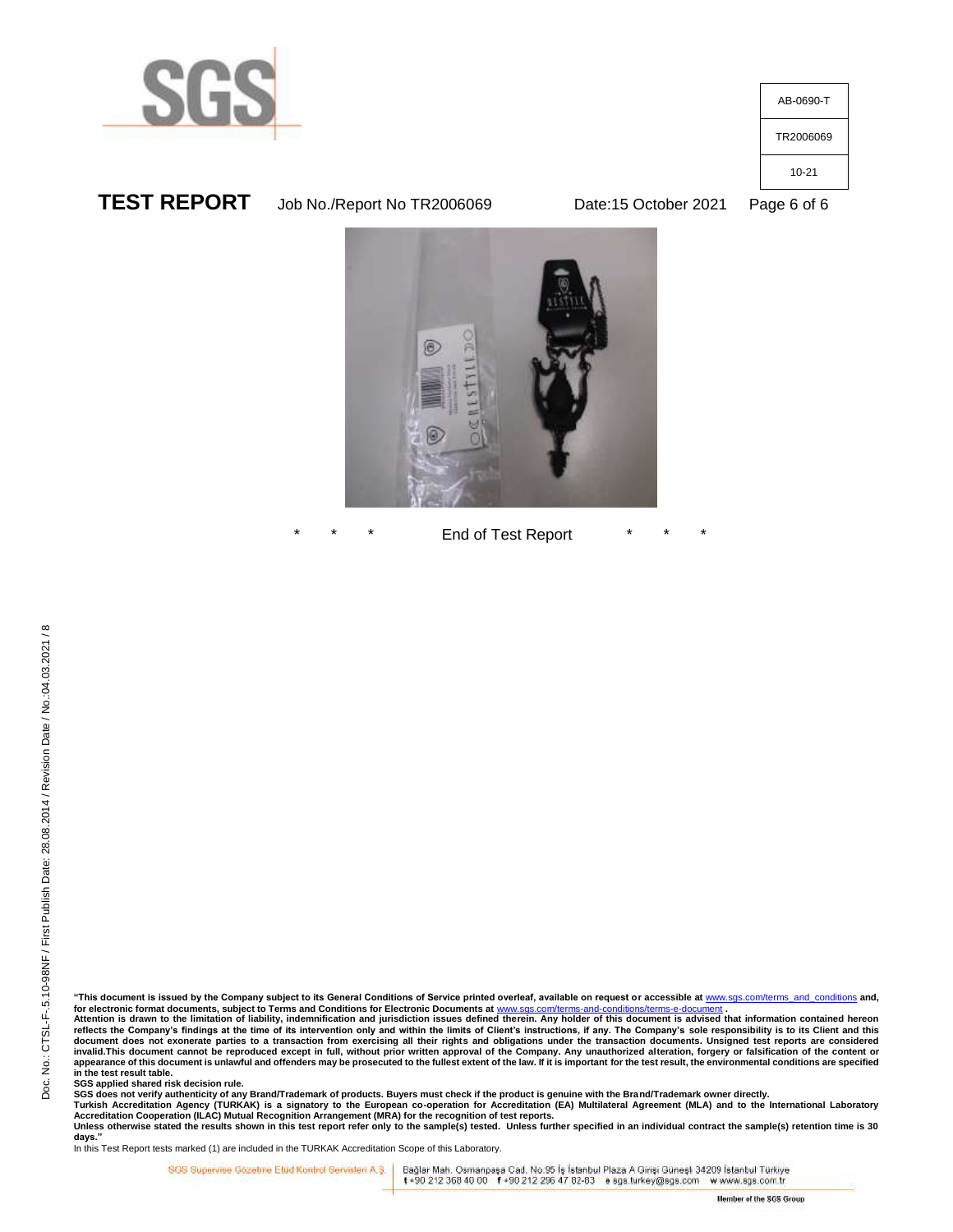| |
|---|
| AB-0690-T |
| TR2006069 |
| 10-21 |

**TEST REPORT** Job No./Report No TR2006069 Date:15 October 2021

\* \* \* End of Test Report \* \* \*

Doc. No.: CTSL-F-.5.10-98NF / First Publish Date: 28.08.2014 / Revision Date / No.:04.03.2021 / 8

**"This document is issued by the Company subject to its General Conditions of Service printed overleaf, available on request or accessible at www.sgs.com/terms_and_conditions and, for electronic format documents, subject to Terms and Conditions for Electronic Documents at www.sgs.com/terms-and-conditions/terms-e-document .**
**Attention is drawn to the limitation of liability, indemnification and jurisdiction issues defined therein. Any holder of this document is advised that information contained hereon reflects the Company's findings at the time of its intervention only and within the limits of Client's instructions, if any. The Company's sole responsibility is to its Client and this document does not exonerate parties to a transaction from exercising all their rights and obligations under the transaction documents. Unsigned test reports are considered invalid.This document cannot be reproduced except in full, without prior written approval of the Company. Any unauthorized alteration, forgery or falsification of the content or appearance of this document is unlawful and offenders may be prosecuted to the fullest extent of the law. If it is important for the test result, the environmental conditions are specified in the test result table.**
**SGS applied shared risk decision rule.**
**SGS does not verify authenticity of any Brand/Trademark of products. Buyers must check if the product is genuine with the Brand/Trademark owner directly.**
**Turkish Accreditation Agency (TURKAK) is a signatory to the European co-operation for Accreditation (EA) Multilateral Agreement (MLA) and to the International Laboratory Accreditation Cooperation (ILAC) Mutual Recognition Arrangement (MRA) for the recognition of test reports.**
**Unless otherwise stated the results shown in this test report refer only to the sample(s) tested. Unless further specified in an individual contract the sample(s) retention time is 30 days."**
In this Test Report tests marked (1) are included in the TURKAK Accreditation Scope of this Laboratory.

SGS Supervise Gözetme Etüd Kontrol Servisleri A.Ş. | Bağlar Mah. Osmanpaşa Cad. No:95 İş İstanbul Plaza A Girişi Güneşli 34209 İstanbul Türkiye
t +90 212 368 40 00 f +90 212 296 47 82-83 e sgs.turkey@sgs.com w www.sgs.com.tr

Member of the SGS Group